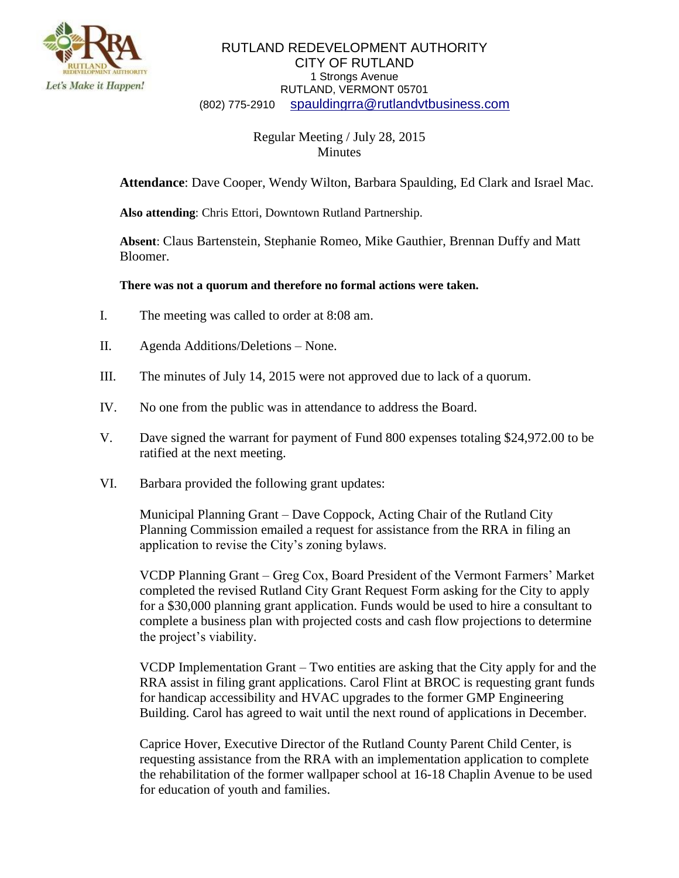RUTLAND REDEVELOPMENT AUTHORITY
CITY OF RUTLAND
1 Strongs Avenue
RUTLAND, VERMONT 05701
(802) 775-2910 spauldingrra@rutlandvtbusiness.com

Regular Meeting / July 28, 2015
Minutes

**Attendance**: Dave Cooper, Wendy Wilton, Barbara Spaulding, Ed Clark and Israel Mac.

**Also attending**: Chris Ettori, Downtown Rutland Partnership.

**Absent**: Claus Bartenstein, Stephanie Romeo, Mike Gauthier, Brennan Duffy and Matt Bloomer.

**There was not a quorum and therefore no formal actions were taken.**

I. The meeting was called to order at 8:08 am.

II. Agenda Additions/Deletions – None.

III. The minutes of July 14, 2015 were not approved due to lack of a quorum.

IV. No one from the public was in attendance to address the Board.

V. Dave signed the warrant for payment of Fund 800 expenses totaling $24,972.00 to be ratified at the next meeting.

VI. Barbara provided the following grant updates:

Municipal Planning Grant – Dave Coppock, Acting Chair of the Rutland City Planning Commission emailed a request for assistance from the RRA in filing an application to revise the City's zoning bylaws.

VCDP Planning Grant – Greg Cox, Board President of the Vermont Farmers' Market completed the revised Rutland City Grant Request Form asking for the City to apply for a $30,000 planning grant application. Funds would be used to hire a consultant to complete a business plan with projected costs and cash flow projections to determine the project's viability.

VCDP Implementation Grant – Two entities are asking that the City apply for and the RRA assist in filing grant applications. Carol Flint at BROC is requesting grant funds for handicap accessibility and HVAC upgrades to the former GMP Engineering Building. Carol has agreed to wait until the next round of applications in December.

Caprice Hover, Executive Director of the Rutland County Parent Child Center, is requesting assistance from the RRA with an implementation application to complete the rehabilitation of the former wallpaper school at 16-18 Chaplin Avenue to be used for education of youth and families.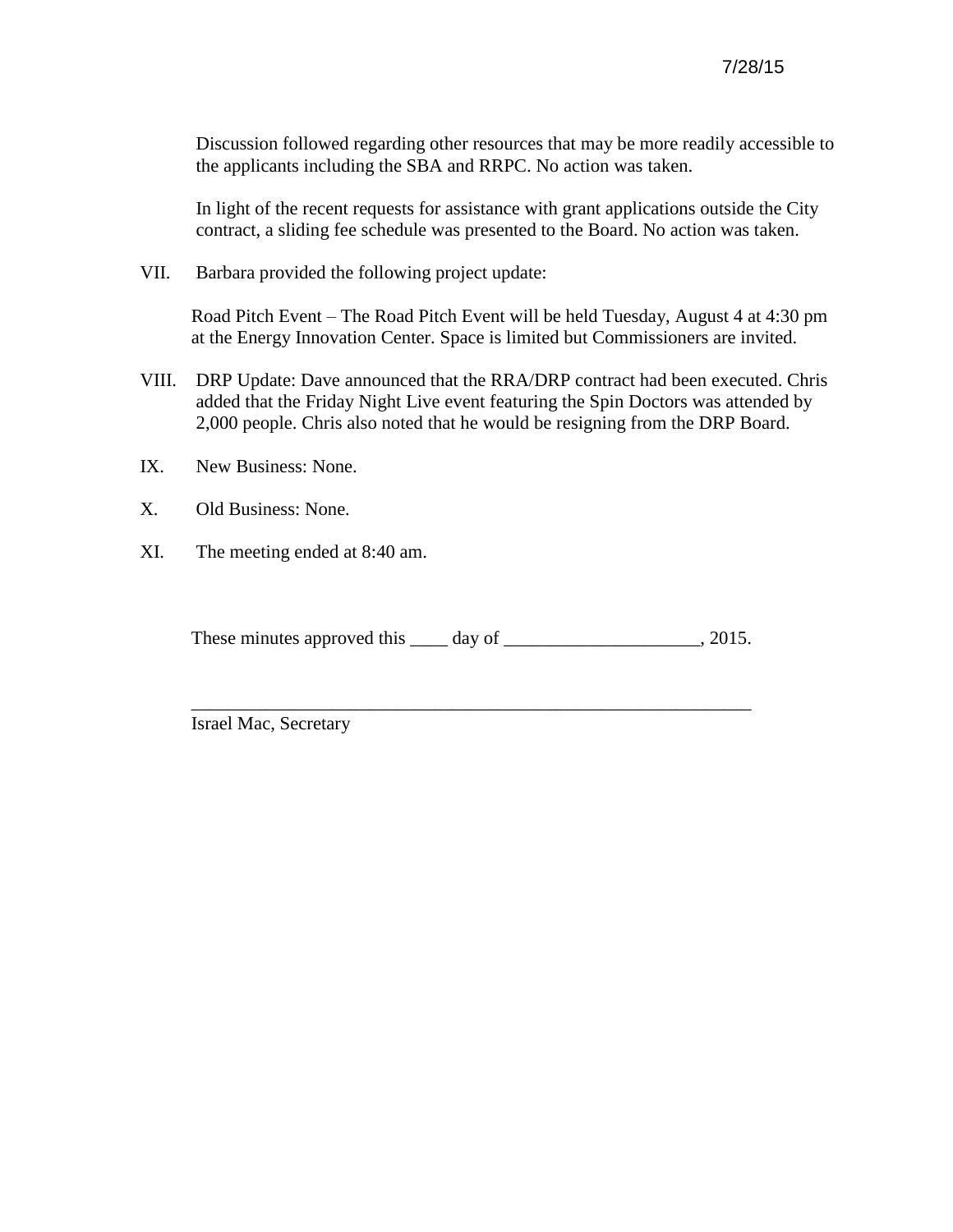Discussion followed regarding other resources that may be more readily accessible to the applicants including the SBA and RRPC. No action was taken.

In light of the recent requests for assistance with grant applications outside the City contract, a sliding fee schedule was presented to the Board. No action was taken.

VII. Barbara provided the following project update:

Road Pitch Event – The Road Pitch Event will be held Tuesday, August 4 at 4:30 pm at the Energy Innovation Center. Space is limited but Commissioners are invited.

VIII. DRP Update: Dave announced that the RRA/DRP contract had been executed. Chris added that the Friday Night Live event featuring the Spin Doctors was attended by 2,000 people. Chris also noted that he would be resigning from the DRP Board.

IX. New Business: None.

X. Old Business: None.

XI. The meeting ended at 8:40 am.

These minutes approved this ____ day of ____________________, 2015.

___________________________________________________________

Israel Mac, Secretary